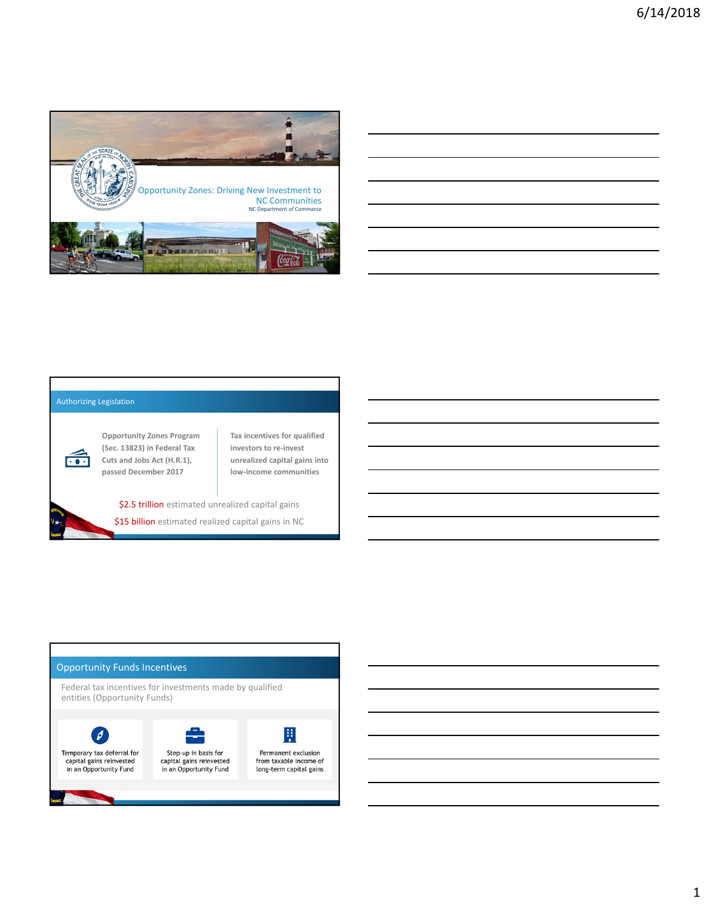# Opportunity Zones: Driving New Investment to NC Communities

NC Department of Commerce

## Authorizing Legislation

Opportunity Zones Program (Sec. 13823) in Federal Tax Cuts and Jobs Act (H.R.1), passed December 2017

Tax incentives for qualified investors to re-invest unrealized capital gains into low-income communities

$2.5 trillion estimated unrealized capital gains

$15 billion estimated realized capital gains in NC

## Opportunity Funds Incentives

Federal tax incentives for investments made by qualified entities (Opportunity Funds)

- Temporary tax deferral for capital gains reinvested in an Opportunity Fund
- Step-up in basis for capital gains reinvested in an Opportunity Fund
- Permanent exclusion from taxable income of long-term capital gains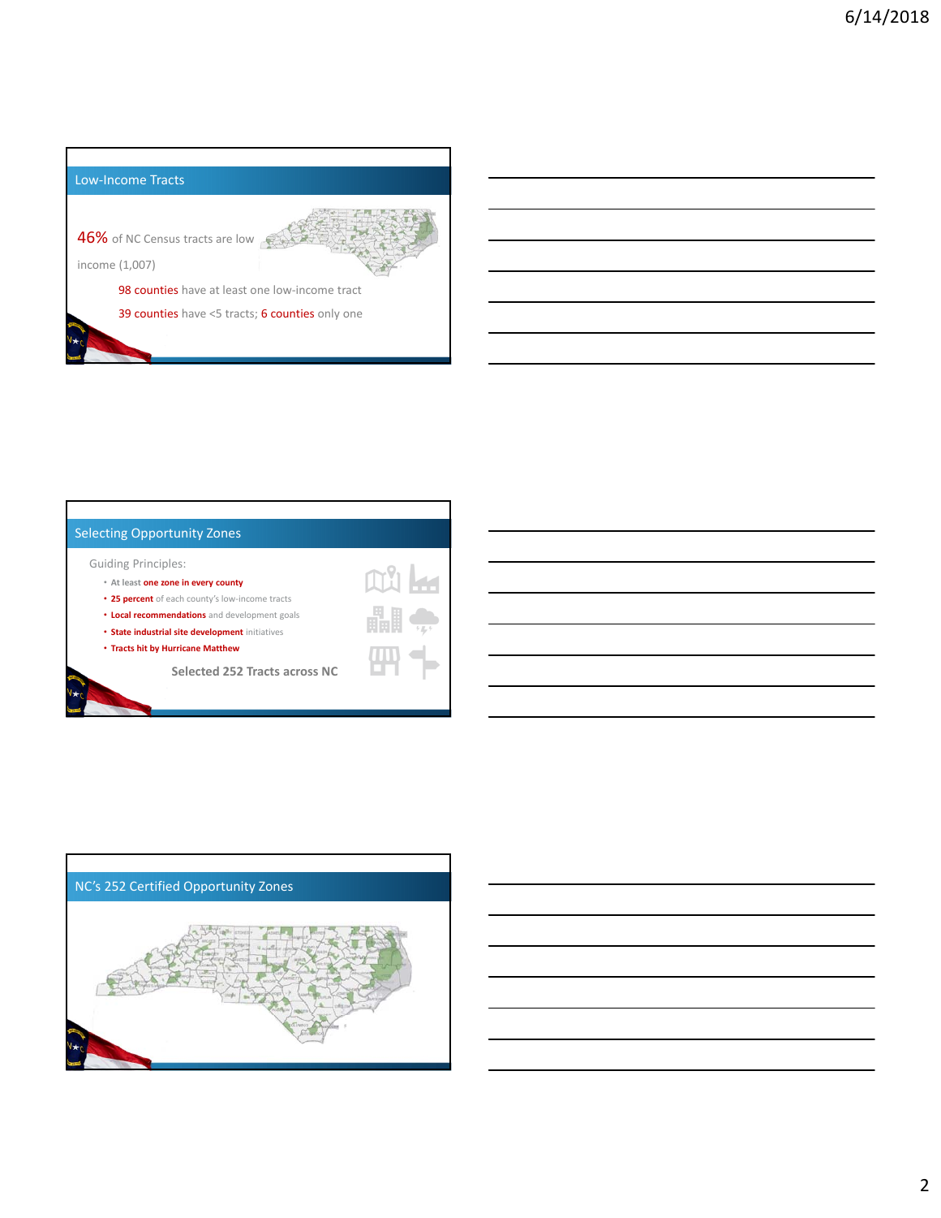## Low-Income Tracts

46% of NC Census tracts are low income (1,007)

98 counties have at least one low-income tract

39 counties have <5 tracts; 6 counties only one

## Selecting Opportunity Zones

Guiding Principles:

- At least **one zone in every county**
- **25 percent** of each county's low-income tracts
- **Local recommendations** and development goals
- **State industrial site development** initiatives
- **Tracts hit by Hurricane Matthew**

**Selected 252 Tracts across NC**

## NC's 252 Certified Opportunity Zones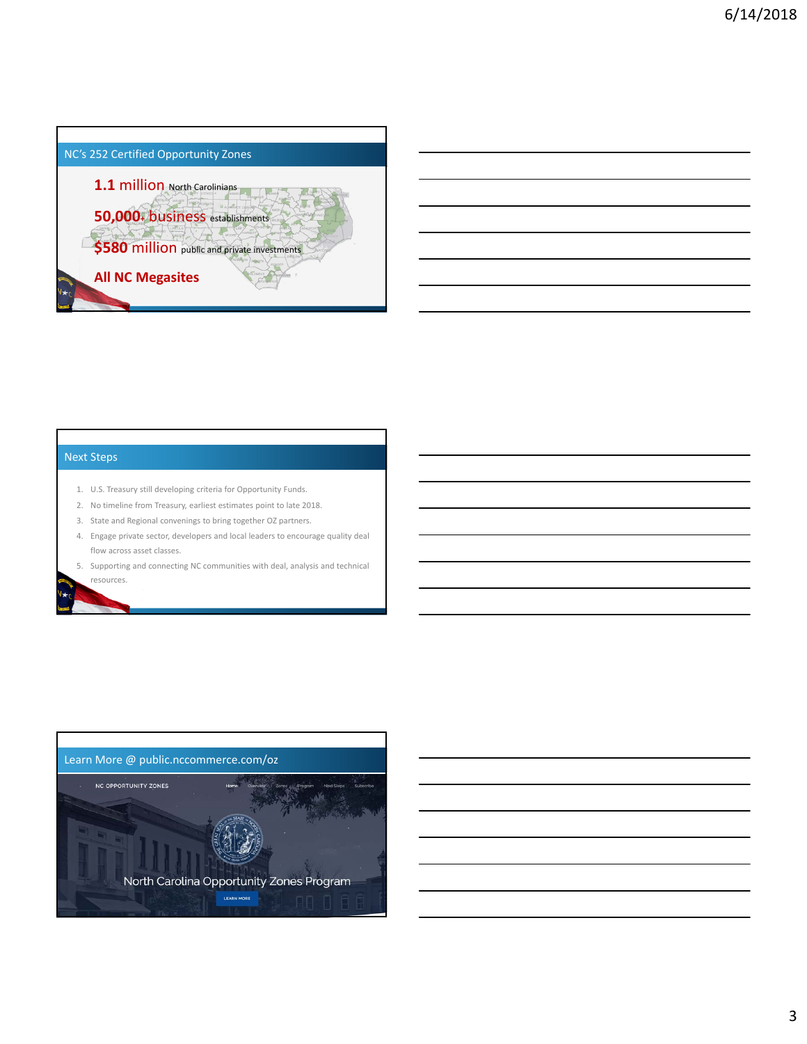## NC's 252 Certified Opportunity Zones

**1.1 million** North Carolinians

**50,000+ business** establishments

**$580 million** public and private investments

**All NC Megasites**

## Next Steps

1. U.S. Treasury still developing criteria for Opportunity Funds.
2. No timeline from Treasury, earliest estimates point to late 2018.
3. State and Regional convenings to bring together OZ partners.
4. Engage private sector, developers and local leaders to encourage quality deal flow across asset classes.
5. Supporting and connecting NC communities with deal, analysis and technical resources.

## Learn More @ public.nccommerce.com/oz

NC OPPORTUNITY ZONES

Home Overview Zones Program Next Steps Subscribe

North Carolina Opportunity Zones Program

LEARN MORE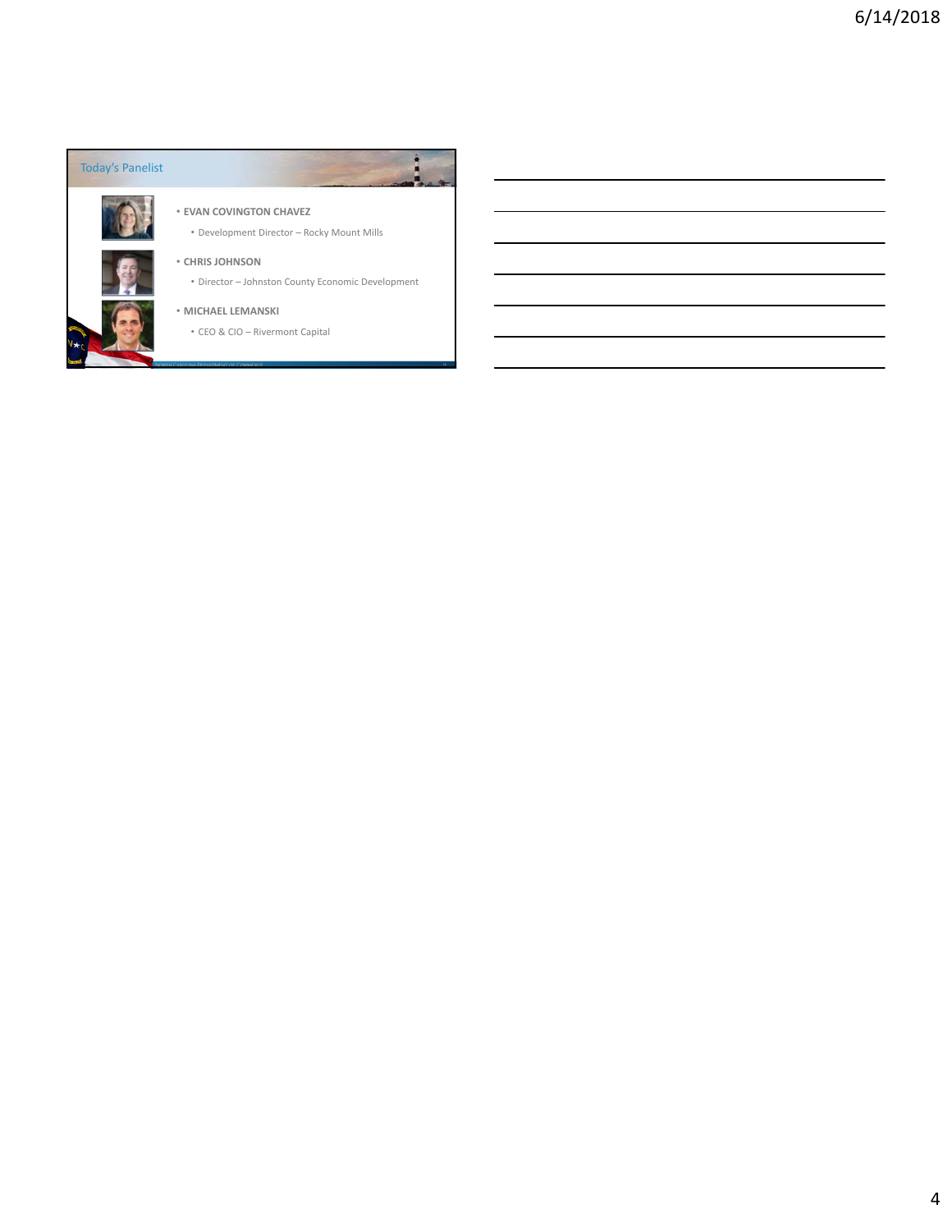## Today's Panelist

- **EVAN COVINGTON CHAVEZ**
  - Development Director – Rocky Mount Mills
- **CHRIS JOHNSON**
  - Director – Johnston County Economic Development
- **MICHAEL LEMANSKI**
  - CEO & CIO – Rivermont Capital